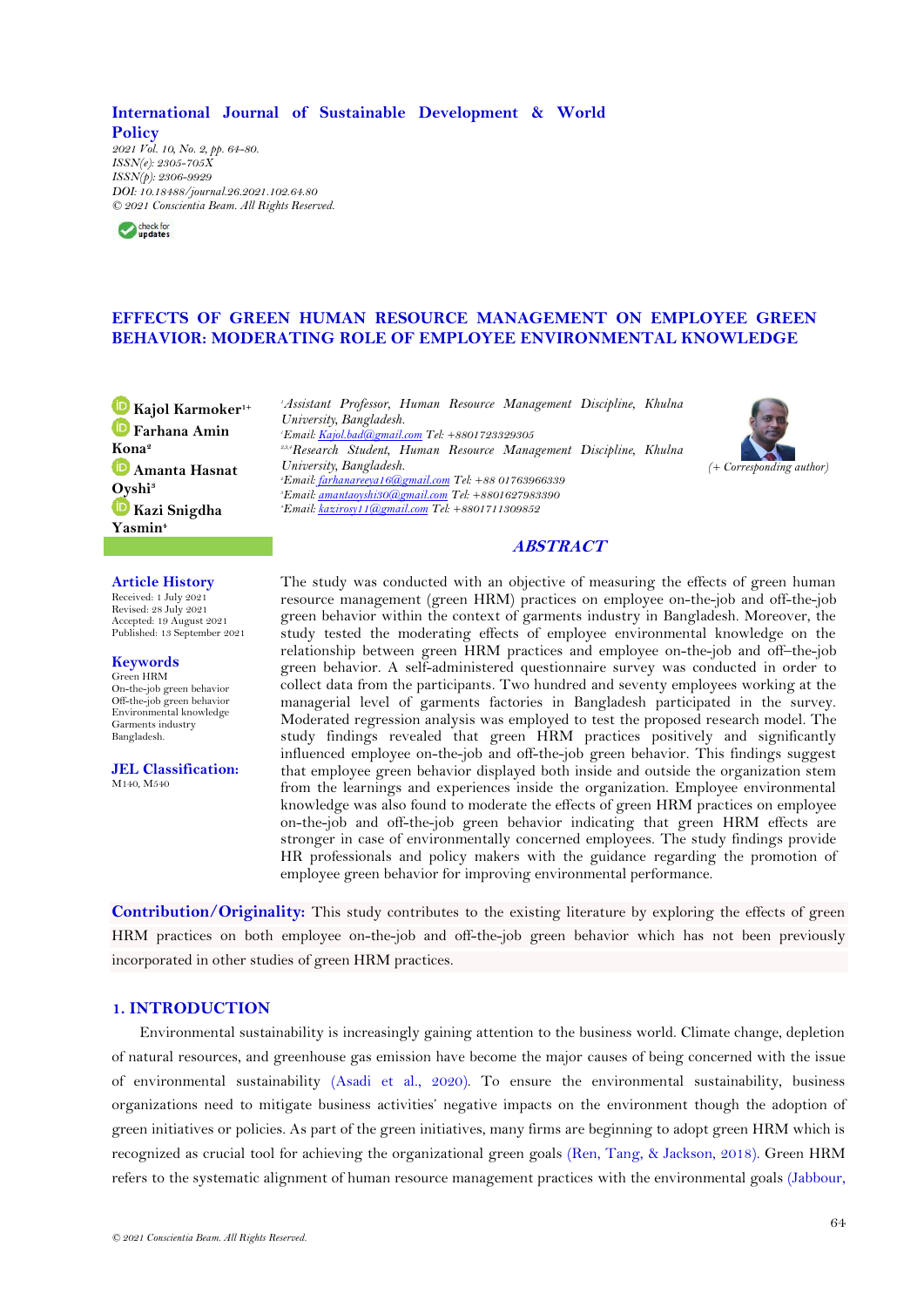International Journal of Sustainable Development & World Policy

*2021 Vol. 10, No. 2, pp. 64-80.*
*ISSN(e): 2305-705X*
*ISSN(p): 2306-9929*
*DOI: 10.18488/journal.26.2021.102.64.80*
*© 2021 Conscientia Beam. All Rights Reserved.*

# EFFECTS OF GREEN HUMAN RESOURCE MANAGEMENT ON EMPLOYEE GREEN BEHAVIOR: MODERATING ROLE OF EMPLOYEE ENVIRONMENTAL KNOWLEDGE

**Kajol Karmoker**[1+]
**Farhana Amin Kona**[2]
**Amanta Hasnat Oyshi**[3]
**Kazi Snigdha Yasmin**[4]

[1]*Assistant Professor, Human Resource Management Discipline, Khulna University, Bangladesh.*
[1]*Email: Kajol.bad@gmail.com Tel: +8801723329305*
[2,3,4]*Research Student, Human Resource Management Discipline, Khulna University, Bangladesh.*
[2]*Email: farhanareeya16@gmail.com Tel: +88 01763966339*
[3]*Email: amantaoyshi30@gmail.com Tel: +8801627983390*
[4]*Email: kazirosy11@gmail.com Tel: +8801711309852*

*(+ Corresponding author)*

## ABSTRACT

The study was conducted with an objective of measuring the effects of green human resource management (green HRM) practices on employee on-the-job and off-the-job green behavior within the context of garments industry in Bangladesh. Moreover, the study tested the moderating effects of employee environmental knowledge on the relationship between green HRM practices and employee on-the-job and off–the-job green behavior. A self-administered questionnaire survey was conducted in order to collect data from the participants. Two hundred and seventy employees working at the managerial level of garments factories in Bangladesh participated in the survey. Moderated regression analysis was employed to test the proposed research model. The study findings revealed that green HRM practices positively and significantly influenced employee on-the-job and off-the-job green behavior. This findings suggest that employee green behavior displayed both inside and outside the organization stem from the learnings and experiences inside the organization. Employee environmental knowledge was also found to moderate the effects of green HRM practices on employee on-the-job and off-the-job green behavior indicating that green HRM effects are stronger in case of environmentally concerned employees. The study findings provide HR professionals and policy makers with the guidance regarding the promotion of employee green behavior for improving environmental performance.

**Article History**
Received: 1 July 2021
Revised: 28 July 2021
Accepted: 19 August 2021
Published: 13 September 2021

**Keywords**
Green HRM
On-the-job green behavior
Off-the-job green behavior
Environmental knowledge
Garments industry
Bangladesh.

**JEL Classification:**
M140, M540

**Contribution/Originality:** This study contributes to the existing literature by exploring the effects of green HRM practices on both employee on-the-job and off-the-job green behavior which has not been previously incorporated in other studies of green HRM practices.

## 1. INTRODUCTION

Environmental sustainability is increasingly gaining attention to the business world. Climate change, depletion of natural resources, and greenhouse gas emission have become the major causes of being concerned with the issue of environmental sustainability (Asadi et al., 2020). To ensure the environmental sustainability, business organizations need to mitigate business activities' negative impacts on the environment though the adoption of green initiatives or policies. As part of the green initiatives, many firms are beginning to adopt green HRM which is recognized as crucial tool for achieving the organizational green goals (Ren, Tang, & Jackson, 2018). Green HRM refers to the systematic alignment of human resource management practices with the environmental goals (Jabbour,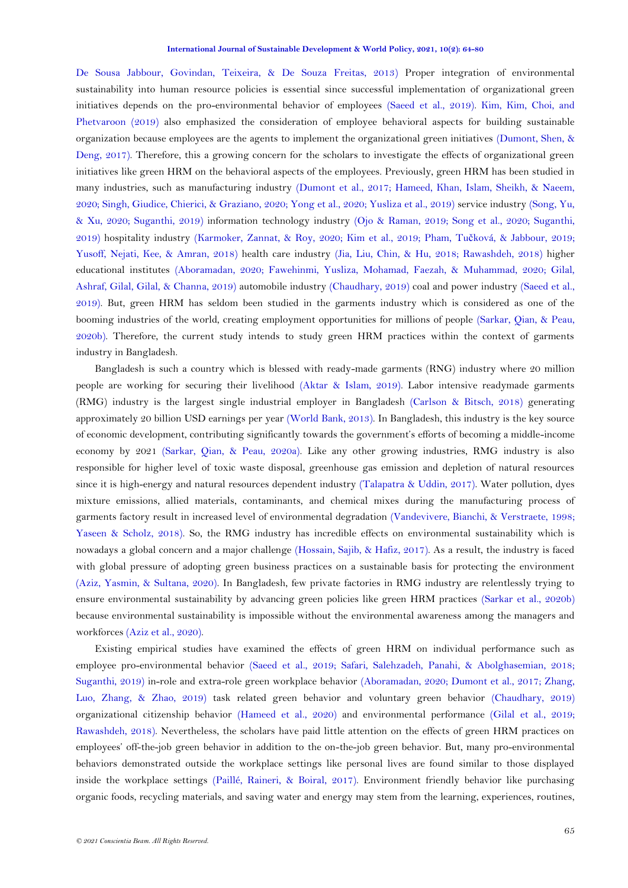De Sousa Jabbour, Govindan, Teixeira, & De Souza Freitas, 2013) Proper integration of environmental sustainability into human resource policies is essential since successful implementation of organizational green initiatives depends on the pro-environmental behavior of employees (Saeed et al., 2019). Kim, Kim, Choi, and Phetvaroon (2019) also emphasized the consideration of employee behavioral aspects for building sustainable organization because employees are the agents to implement the organizational green initiatives (Dumont, Shen, & Deng, 2017). Therefore, this a growing concern for the scholars to investigate the effects of organizational green initiatives like green HRM on the behavioral aspects of the employees. Previously, green HRM has been studied in many industries, such as manufacturing industry (Dumont et al., 2017; Hameed, Khan, Islam, Sheikh, & Naeem, 2020; Singh, Giudice, Chierici, & Graziano, 2020; Yong et al., 2020; Yusliza et al., 2019) service industry (Song, Yu, & Xu, 2020; Suganthi, 2019) information technology industry (Ojo & Raman, 2019; Song et al., 2020; Suganthi, 2019) hospitality industry (Karmoker, Zannat, & Roy, 2020; Kim et al., 2019; Pham, Tučková, & Jabbour, 2019; Yusoff, Nejati, Kee, & Amran, 2018) health care industry (Jia, Liu, Chin, & Hu, 2018; Rawashdeh, 2018) higher educational institutes (Aboramadan, 2020; Fawehinmi, Yusliza, Mohamad, Faezah, & Muhammad, 2020; Gilal, Ashraf, Gilal, Gilal, & Channa, 2019) automobile industry (Chaudhary, 2019) coal and power industry (Saeed et al., 2019). But, green HRM has seldom been studied in the garments industry which is considered as one of the booming industries of the world, creating employment opportunities for millions of people (Sarkar, Qian, & Peau, 2020b). Therefore, the current study intends to study green HRM practices within the context of garments industry in Bangladesh.

Bangladesh is such a country which is blessed with ready-made garments (RNG) industry where 20 million people are working for securing their livelihood (Aktar & Islam, 2019). Labor intensive readymade garments (RMG) industry is the largest single industrial employer in Bangladesh (Carlson & Bitsch, 2018) generating approximately 20 billion USD earnings per year (World Bank, 2013). In Bangladesh, this industry is the key source of economic development, contributing significantly towards the government's efforts of becoming a middle-income economy by 2021 (Sarkar, Qian, & Peau, 2020a). Like any other growing industries, RMG industry is also responsible for higher level of toxic waste disposal, greenhouse gas emission and depletion of natural resources since it is high-energy and natural resources dependent industry (Talapatra & Uddin, 2017). Water pollution, dyes mixture emissions, allied materials, contaminants, and chemical mixes during the manufacturing process of garments factory result in increased level of environmental degradation (Vandevivere, Bianchi, & Verstraete, 1998; Yaseen & Scholz, 2018). So, the RMG industry has incredible effects on environmental sustainability which is nowadays a global concern and a major challenge (Hossain, Sajib, & Hafiz, 2017). As a result, the industry is faced with global pressure of adopting green business practices on a sustainable basis for protecting the environment (Aziz, Yasmin, & Sultana, 2020). In Bangladesh, few private factories in RMG industry are relentlessly trying to ensure environmental sustainability by advancing green policies like green HRM practices (Sarkar et al., 2020b) because environmental sustainability is impossible without the environmental awareness among the managers and workforces (Aziz et al., 2020).

Existing empirical studies have examined the effects of green HRM on individual performance such as employee pro-environmental behavior (Saeed et al., 2019; Safari, Salehzadeh, Panahi, & Abolghasemian, 2018; Suganthi, 2019) in-role and extra-role green workplace behavior (Aboramadan, 2020; Dumont et al., 2017; Zhang, Luo, Zhang, & Zhao, 2019) task related green behavior and voluntary green behavior (Chaudhary, 2019) organizational citizenship behavior (Hameed et al., 2020) and environmental performance (Gilal et al., 2019; Rawashdeh, 2018). Nevertheless, the scholars have paid little attention on the effects of green HRM practices on employees' off-the-job green behavior in addition to the on-the-job green behavior. But, many pro-environmental behaviors demonstrated outside the workplace settings like personal lives are found similar to those displayed inside the workplace settings (Paillé, Raineri, & Boiral, 2017). Environment friendly behavior like purchasing organic foods, recycling materials, and saving water and energy may stem from the learning, experiences, routines,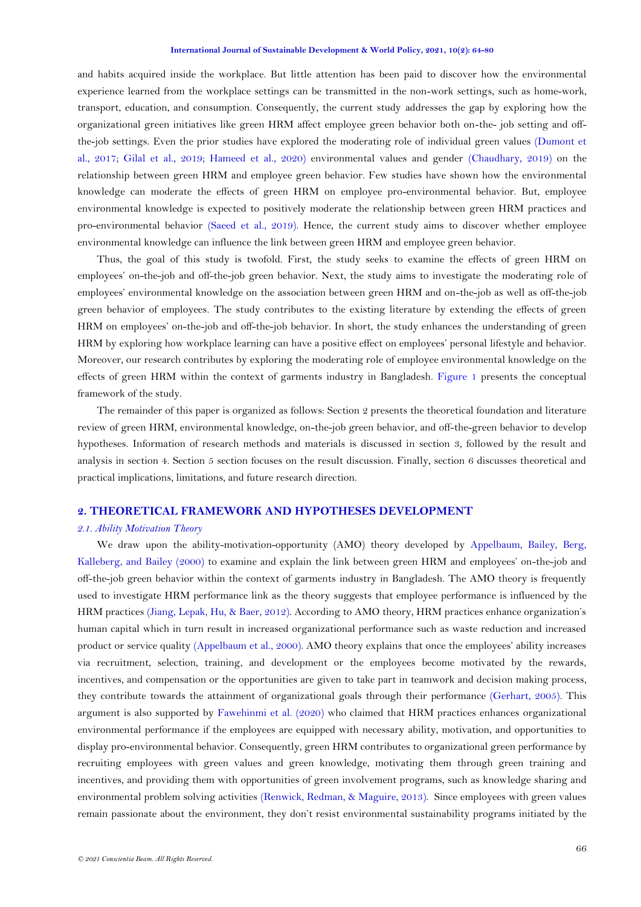and habits acquired inside the workplace. But little attention has been paid to discover how the environmental experience learned from the workplace settings can be transmitted in the non-work settings, such as home-work, transport, education, and consumption. Consequently, the current study addresses the gap by exploring how the organizational green initiatives like green HRM affect employee green behavior both on-the- job setting and off-the-job settings. Even the prior studies have explored the moderating role of individual green values (Dumont et al., 2017; Gilal et al., 2019; Hameed et al., 2020) environmental values and gender (Chaudhary, 2019) on the relationship between green HRM and employee green behavior. Few studies have shown how the environmental knowledge can moderate the effects of green HRM on employee pro-environmental behavior. But, employee environmental knowledge is expected to positively moderate the relationship between green HRM practices and pro-environmental behavior (Saeed et al., 2019). Hence, the current study aims to discover whether employee environmental knowledge can influence the link between green HRM and employee green behavior.

Thus, the goal of this study is twofold. First, the study seeks to examine the effects of green HRM on employees' on-the-job and off-the-job green behavior. Next, the study aims to investigate the moderating role of employees' environmental knowledge on the association between green HRM and on-the-job as well as off-the-job green behavior of employees. The study contributes to the existing literature by extending the effects of green HRM on employees' on-the-job and off-the-job behavior. In short, the study enhances the understanding of green HRM by exploring how workplace learning can have a positive effect on employees' personal lifestyle and behavior. Moreover, our research contributes by exploring the moderating role of employee environmental knowledge on the effects of green HRM within the context of garments industry in Bangladesh. Figure 1 presents the conceptual framework of the study.

The remainder of this paper is organized as follows: Section 2 presents the theoretical foundation and literature review of green HRM, environmental knowledge, on-the-job green behavior, and off-the-green behavior to develop hypotheses. Information of research methods and materials is discussed in section 3, followed by the result and analysis in section 4. Section 5 section focuses on the result discussion. Finally, section 6 discusses theoretical and practical implications, limitations, and future research direction.

## 2. THEORETICAL FRAMEWORK AND HYPOTHESES DEVELOPMENT

### *2.1. Ability Motivation Theory*

We draw upon the ability-motivation-opportunity (AMO) theory developed by Appelbaum, Bailey, Berg, Kalleberg, and Bailey (2000) to examine and explain the link between green HRM and employees' on-the-job and off-the-job green behavior within the context of garments industry in Bangladesh. The AMO theory is frequently used to investigate HRM performance link as the theory suggests that employee performance is influenced by the HRM practices (Jiang, Lepak, Hu, & Baer, 2012). According to AMO theory, HRM practices enhance organization's human capital which in turn result in increased organizational performance such as waste reduction and increased product or service quality (Appelbaum et al., 2000). AMO theory explains that once the employees' ability increases via recruitment, selection, training, and development or the employees become motivated by the rewards, incentives, and compensation or the opportunities are given to take part in teamwork and decision making process, they contribute towards the attainment of organizational goals through their performance (Gerhart, 2005). This argument is also supported by Fawehinmi et al. (2020) who claimed that HRM practices enhances organizational environmental performance if the employees are equipped with necessary ability, motivation, and opportunities to display pro-environmental behavior. Consequently, green HRM contributes to organizational green performance by recruiting employees with green values and green knowledge, motivating them through green training and incentives, and providing them with opportunities of green involvement programs, such as knowledge sharing and environmental problem solving activities (Renwick, Redman, & Maguire, 2013). Since employees with green values remain passionate about the environment, they don't resist environmental sustainability programs initiated by the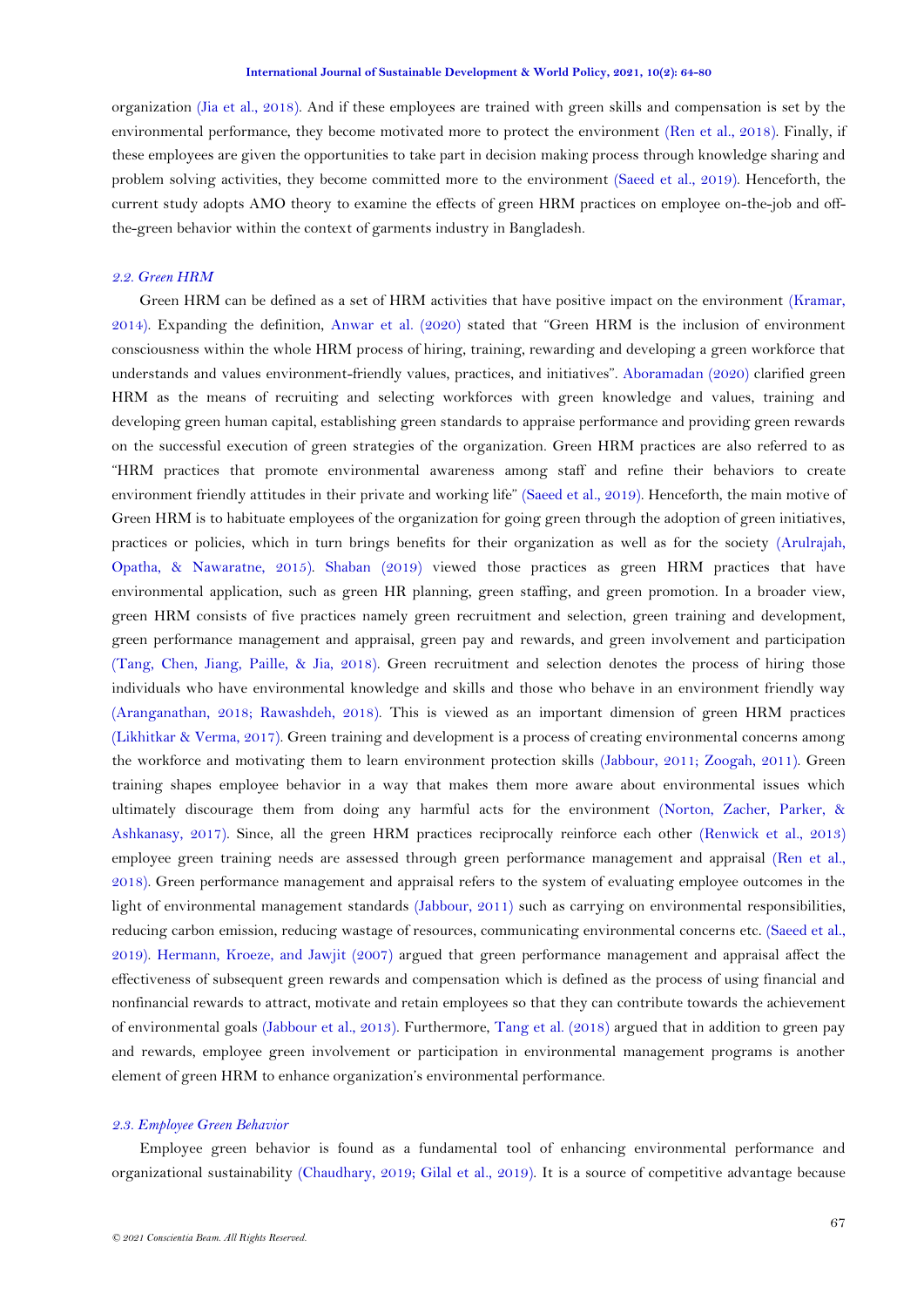organization (Jia et al., 2018). And if these employees are trained with green skills and compensation is set by the environmental performance, they become motivated more to protect the environment (Ren et al., 2018). Finally, if these employees are given the opportunities to take part in decision making process through knowledge sharing and problem solving activities, they become committed more to the environment (Saeed et al., 2019). Henceforth, the current study adopts AMO theory to examine the effects of green HRM practices on employee on-the-job and off-the-green behavior within the context of garments industry in Bangladesh.

### *2.2. Green HRM*

Green HRM can be defined as a set of HRM activities that have positive impact on the environment (Kramar, 2014). Expanding the definition, Anwar et al. (2020) stated that "Green HRM is the inclusion of environment consciousness within the whole HRM process of hiring, training, rewarding and developing a green workforce that understands and values environment-friendly values, practices, and initiatives". Aboramadan (2020) clarified green HRM as the means of recruiting and selecting workforces with green knowledge and values, training and developing green human capital, establishing green standards to appraise performance and providing green rewards on the successful execution of green strategies of the organization. Green HRM practices are also referred to as "HRM practices that promote environmental awareness among staff and refine their behaviors to create environment friendly attitudes in their private and working life" (Saeed et al., 2019). Henceforth, the main motive of Green HRM is to habituate employees of the organization for going green through the adoption of green initiatives, practices or policies, which in turn brings benefits for their organization as well as for the society (Arulrajah, Opatha, & Nawaratne, 2015). Shaban (2019) viewed those practices as green HRM practices that have environmental application, such as green HR planning, green staffing, and green promotion. In a broader view, green HRM consists of five practices namely green recruitment and selection, green training and development, green performance management and appraisal, green pay and rewards, and green involvement and participation (Tang, Chen, Jiang, Paille, & Jia, 2018). Green recruitment and selection denotes the process of hiring those individuals who have environmental knowledge and skills and those who behave in an environment friendly way (Aranganathan, 2018; Rawashdeh, 2018). This is viewed as an important dimension of green HRM practices (Likhitkar & Verma, 2017). Green training and development is a process of creating environmental concerns among the workforce and motivating them to learn environment protection skills (Jabbour, 2011; Zoogah, 2011). Green training shapes employee behavior in a way that makes them more aware about environmental issues which ultimately discourage them from doing any harmful acts for the environment (Norton, Zacher, Parker, & Ashkanasy, 2017). Since, all the green HRM practices reciprocally reinforce each other (Renwick et al., 2013) employee green training needs are assessed through green performance management and appraisal (Ren et al., 2018). Green performance management and appraisal refers to the system of evaluating employee outcomes in the light of environmental management standards (Jabbour, 2011) such as carrying on environmental responsibilities, reducing carbon emission, reducing wastage of resources, communicating environmental concerns etc. (Saeed et al., 2019). Hermann, Kroeze, and Jawjit (2007) argued that green performance management and appraisal affect the effectiveness of subsequent green rewards and compensation which is defined as the process of using financial and nonfinancial rewards to attract, motivate and retain employees so that they can contribute towards the achievement of environmental goals (Jabbour et al., 2013). Furthermore, Tang et al. (2018) argued that in addition to green pay and rewards, employee green involvement or participation in environmental management programs is another element of green HRM to enhance organization's environmental performance.

### *2.3. Employee Green Behavior*

Employee green behavior is found as a fundamental tool of enhancing environmental performance and organizational sustainability (Chaudhary, 2019; Gilal et al., 2019). It is a source of competitive advantage because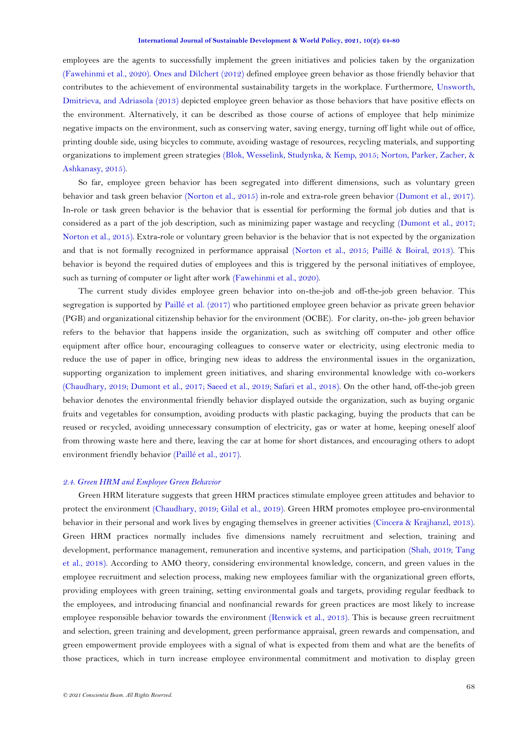employees are the agents to successfully implement the green initiatives and policies taken by the organization (Fawehinmi et al., 2020). Ones and Dilchert (2012) defined employee green behavior as those friendly behavior that contributes to the achievement of environmental sustainability targets in the workplace. Furthermore, Unsworth, Dmitrieva, and Adriasola (2013) depicted employee green behavior as those behaviors that have positive effects on the environment. Alternatively, it can be described as those course of actions of employee that help minimize negative impacts on the environment, such as conserving water, saving energy, turning off light while out of office, printing double side, using bicycles to commute, avoiding wastage of resources, recycling materials, and supporting organizations to implement green strategies (Blok, Wesselink, Studynka, & Kemp, 2015; Norton, Parker, Zacher, & Ashkanasy, 2015).

So far, employee green behavior has been segregated into different dimensions, such as voluntary green behavior and task green behavior (Norton et al., 2015) in-role and extra-role green behavior (Dumont et al., 2017). In-role or task green behavior is the behavior that is essential for performing the formal job duties and that is considered as a part of the job description, such as minimizing paper wastage and recycling (Dumont et al., 2017; Norton et al., 2015). Extra-role or voluntary green behavior is the behavior that is not expected by the organization and that is not formally recognized in performance appraisal (Norton et al., 2015; Paillé & Boiral, 2013). This behavior is beyond the required duties of employees and this is triggered by the personal initiatives of employee, such as turning of computer or light after work (Fawehinmi et al., 2020).

The current study divides employee green behavior into on-the-job and off-the-job green behavior. This segregation is supported by Paillé et al. (2017) who partitioned employee green behavior as private green behavior (PGB) and organizational citizenship behavior for the environment (OCBE). For clarity, on-the- job green behavior refers to the behavior that happens inside the organization, such as switching off computer and other office equipment after office hour, encouraging colleagues to conserve water or electricity, using electronic media to reduce the use of paper in office, bringing new ideas to address the environmental issues in the organization, supporting organization to implement new green initiatives, and sharing environmental knowledge with co-workers (Chaudhary, 2019; Dumont et al., 2017; Saeed et al., 2019; Safari et al., 2018). On the other hand, off-the-job green behavior denotes the environmental friendly behavior displayed outside the organization, such as buying organic fruits and vegetables for consumption, avoiding products with plastic packaging, buying the products that can be reused or recycled, avoiding unnecessary consumption of electricity, gas or water at home, keeping oneself aloof from throwing waste here and there, leaving the car at home for short distances, and encouraging others to adopt environment friendly behavior (Paillé et al., 2017).

### *2.4. Green HRM and Employee Green Behavior*

Green HRM literature suggests that green HRM practices stimulate employee green attitudes and behavior to protect the environment (Chaudhary, 2019; Gilal et al., 2019). Green HRM promotes employee pro-environmental behavior in their personal and work lives by engaging themselves in greener activities (Cincera & Krajhanzl, 2013). Green HRM practices normally includes five dimensions namely recruitment and selection, training and development, performance management, remuneration and incentive systems, and participation (Shah, 2019; Tang et al., 2018). According to AMO theory, considering environmental knowledge, concern, and green values in the employee recruitment and selection process, making new employees familiar with the organizational green efforts, providing employees with green training, setting environmental goals and targets, providing regular feedback to the employees, and introducing financial and nonfinancial rewards for green practices are most likely to increase employee responsible behavior towards the environment (Renwick et al., 2013). This is because green recruitment and selection, green training and development, green performance appraisal, green rewards and compensation, and green empowerment provide employees with a signal of what is expected from them and what are the benefits of those practices, which in turn increase employee environmental commitment and motivation to display green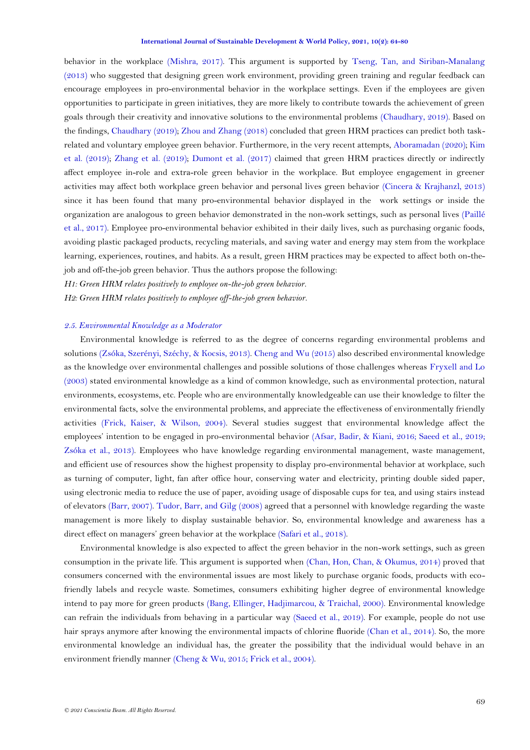behavior in the workplace (Mishra, 2017). This argument is supported by Tseng, Tan, and Siriban-Manalang (2013) who suggested that designing green work environment, providing green training and regular feedback can encourage employees in pro-environmental behavior in the workplace settings. Even if the employees are given opportunities to participate in green initiatives, they are more likely to contribute towards the achievement of green goals through their creativity and innovative solutions to the environmental problems (Chaudhary, 2019). Based on the findings, Chaudhary (2019); Zhou and Zhang (2018) concluded that green HRM practices can predict both task-related and voluntary employee green behavior. Furthermore, in the very recent attempts, Aboramadan (2020); Kim et al. (2019); Zhang et al. (2019); Dumont et al. (2017) claimed that green HRM practices directly or indirectly affect employee in-role and extra-role green behavior in the workplace. But employee engagement in greener activities may affect both workplace green behavior and personal lives green behavior (Cincera & Krajhanzl, 2013) since it has been found that many pro-environmental behavior displayed in the work settings or inside the organization are analogous to green behavior demonstrated in the non-work settings, such as personal lives (Paillé et al., 2017). Employee pro-environmental behavior exhibited in their daily lives, such as purchasing organic foods, avoiding plastic packaged products, recycling materials, and saving water and energy may stem from the workplace learning, experiences, routines, and habits. As a result, green HRM practices may be expected to affect both on-the-job and off-the-job green behavior. Thus the authors propose the following:

*H1: Green HRM relates positively to employee on-the-job green behavior.*

*H2: Green HRM relates positively to employee off-the-job green behavior.*

### *2.5. Environmental Knowledge as a Moderator*

Environmental knowledge is referred to as the degree of concerns regarding environmental problems and solutions (Zsóka, Szerényi, Széchy, & Kocsis, 2013). Cheng and Wu (2015) also described environmental knowledge as the knowledge over environmental challenges and possible solutions of those challenges whereas Fryxell and Lo (2003) stated environmental knowledge as a kind of common knowledge, such as environmental protection, natural environments, ecosystems, etc. People who are environmentally knowledgeable can use their knowledge to filter the environmental facts, solve the environmental problems, and appreciate the effectiveness of environmentally friendly activities (Frick, Kaiser, & Wilson, 2004). Several studies suggest that environmental knowledge affect the employees' intention to be engaged in pro-environmental behavior (Afsar, Badir, & Kiani, 2016; Saeed et al., 2019; Zsóka et al., 2013). Employees who have knowledge regarding environmental management, waste management, and efficient use of resources show the highest propensity to display pro-environmental behavior at workplace, such as turning of computer, light, fan after office hour, conserving water and electricity, printing double sided paper, using electronic media to reduce the use of paper, avoiding usage of disposable cups for tea, and using stairs instead of elevators (Barr, 2007). Tudor, Barr, and Gilg (2008) agreed that a personnel with knowledge regarding the waste management is more likely to display sustainable behavior. So, environmental knowledge and awareness has a direct effect on managers' green behavior at the workplace (Safari et al., 2018).

Environmental knowledge is also expected to affect the green behavior in the non-work settings, such as green consumption in the private life. This argument is supported when (Chan, Hon, Chan, & Okumus, 2014) proved that consumers concerned with the environmental issues are most likely to purchase organic foods, products with eco-friendly labels and recycle waste. Sometimes, consumers exhibiting higher degree of environmental knowledge intend to pay more for green products (Bang, Ellinger, Hadjimarcou, & Traichal, 2000). Environmental knowledge can refrain the individuals from behaving in a particular way (Saeed et al., 2019). For example, people do not use hair sprays anymore after knowing the environmental impacts of chlorine fluoride (Chan et al., 2014). So, the more environmental knowledge an individual has, the greater the possibility that the individual would behave in an environment friendly manner (Cheng & Wu, 2015; Frick et al., 2004).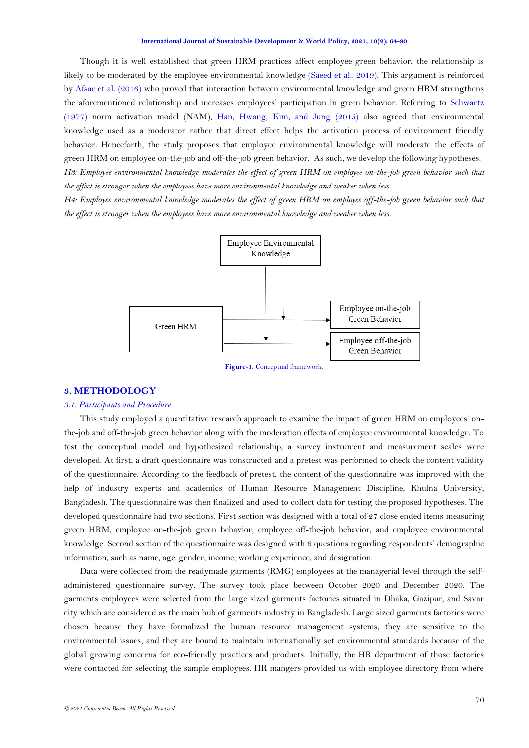Though it is well established that green HRM practices affect employee green behavior, the relationship is likely to be moderated by the employee environmental knowledge (Saeed et al., 2019). This argument is reinforced by Afsar et al. (2016) who proved that interaction between environmental knowledge and green HRM strengthens the aforementioned relationship and increases employees' participation in green behavior. Referring to Schwartz (1977) norm activation model (NAM), Han, Hwang, Kim, and Jung (2015) also agreed that environmental knowledge used as a moderator rather that direct effect helps the activation process of environment friendly behavior. Henceforth, the study proposes that employee environmental knowledge will moderate the effects of green HRM on employee on-the-job and off-the-job green behavior. As such, we develop the following hypotheses:

*H3: Employee environmental knowledge moderates the effect of green HRM on employee on-the-job green behavior such that the effect is stronger when the employees have more environmental knowledge and weaker when less.*

*H4: Employee environmental knowledge moderates the effect of green HRM on employee off-the-job green behavior such that the effect is stronger when the employees have more environmental knowledge and weaker when less.*

Employee Environmental Knowledge

Green HRM

Employee on-the-job Green Behavior

Employee off-the-job Green Behavior

**Figure-1.** Conceptual framework.

## 3. METHODOLOGY

### *3.1. Participants and Procedure*

This study employed a quantitative research approach to examine the impact of green HRM on employees' on-the-job and off-the-job green behavior along with the moderation effects of employee environmental knowledge. To test the conceptual model and hypothesized relationship, a survey instrument and measurement scales were developed. At first, a draft questionnaire was constructed and a pretest was performed to check the content validity of the questionnaire. According to the feedback of pretest, the content of the questionnaire was improved with the help of industry experts and academics of Human Resource Management Discipline, Khulna University, Bangladesh. The questionnaire was then finalized and used to collect data for testing the proposed hypotheses. The developed questionnaire had two sections. First section was designed with a total of 27 close ended items measuring green HRM, employee on-the-job green behavior, employee off-the-job behavior, and employee environmental knowledge. Second section of the questionnaire was designed with 6 questions regarding respondents' demographic information, such as name, age, gender, income, working experience, and designation.

Data were collected from the readymade garments (RMG) employees at the managerial level through the self-administered questionnaire survey. The survey took place between October 2020 and December 2020. The garments employees were selected from the large sized garments factories situated in Dhaka, Gazipur, and Savar city which are considered as the main hub of garments industry in Bangladesh. Large sized garments factories were chosen because they have formalized the human resource management systems, they are sensitive to the environmental issues, and they are bound to maintain internationally set environmental standards because of the global growing concerns for eco-friendly practices and products. Initially, the HR department of those factories were contacted for selecting the sample employees. HR mangers provided us with employee directory from where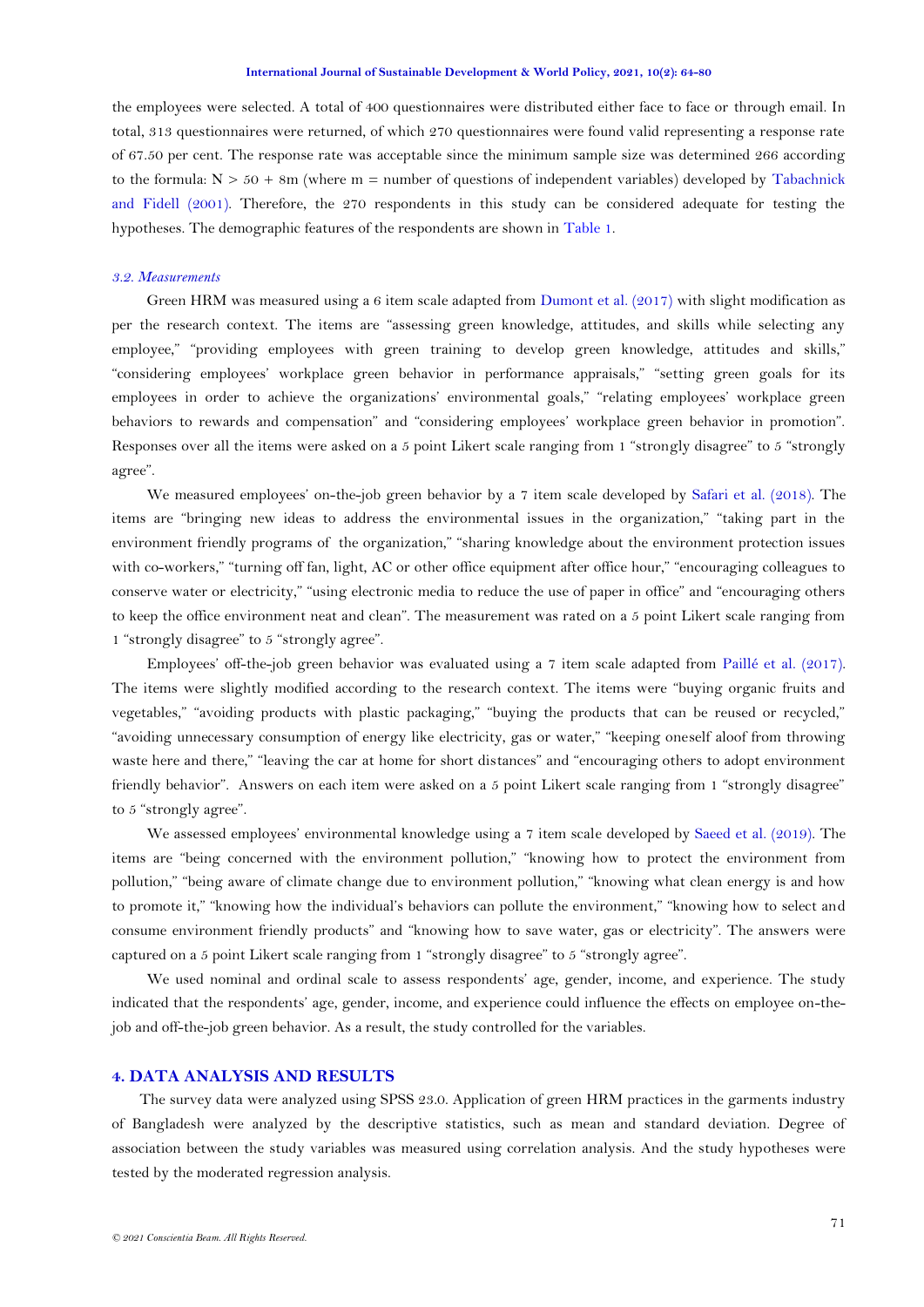the employees were selected. A total of 400 questionnaires were distributed either face to face or through email. In total, 313 questionnaires were returned, of which 270 questionnaires were found valid representing a response rate of 67.50 per cent. The response rate was acceptable since the minimum sample size was determined 266 according to the formula: $N > 50 + 8m$ (where m = number of questions of independent variables) developed by Tabachnick and Fidell (2001). Therefore, the 270 respondents in this study can be considered adequate for testing the hypotheses. The demographic features of the respondents are shown in Table 1.

### *3.2. Measurements*

Green HRM was measured using a 6 item scale adapted from Dumont et al. (2017) with slight modification as per the research context. The items are "assessing green knowledge, attitudes, and skills while selecting any employee," "providing employees with green training to develop green knowledge, attitudes and skills," "considering employees' workplace green behavior in performance appraisals," "setting green goals for its employees in order to achieve the organizations' environmental goals," "relating employees' workplace green behaviors to rewards and compensation" and "considering employees' workplace green behavior in promotion". Responses over all the items were asked on a 5 point Likert scale ranging from 1 "strongly disagree" to 5 "strongly agree".

We measured employees' on-the-job green behavior by a 7 item scale developed by Safari et al. (2018). The items are "bringing new ideas to address the environmental issues in the organization," "taking part in the environment friendly programs of the organization," "sharing knowledge about the environment protection issues with co-workers," "turning off fan, light, AC or other office equipment after office hour," "encouraging colleagues to conserve water or electricity," "using electronic media to reduce the use of paper in office" and "encouraging others to keep the office environment neat and clean". The measurement was rated on a 5 point Likert scale ranging from 1 "strongly disagree" to 5 "strongly agree".

Employees' off-the-job green behavior was evaluated using a 7 item scale adapted from Paillé et al. (2017). The items were slightly modified according to the research context. The items were "buying organic fruits and vegetables," "avoiding products with plastic packaging," "buying the products that can be reused or recycled," "avoiding unnecessary consumption of energy like electricity, gas or water," "keeping oneself aloof from throwing waste here and there," "leaving the car at home for short distances" and "encouraging others to adopt environment friendly behavior". Answers on each item were asked on a 5 point Likert scale ranging from 1 "strongly disagree" to 5 "strongly agree".

We assessed employees' environmental knowledge using a 7 item scale developed by Saeed et al. (2019). The items are "being concerned with the environment pollution," "knowing how to protect the environment from pollution," "being aware of climate change due to environment pollution," "knowing what clean energy is and how to promote it," "knowing how the individual's behaviors can pollute the environment," "knowing how to select and consume environment friendly products" and "knowing how to save water, gas or electricity". The answers were captured on a 5 point Likert scale ranging from 1 "strongly disagree" to 5 "strongly agree".

We used nominal and ordinal scale to assess respondents' age, gender, income, and experience. The study indicated that the respondents' age, gender, income, and experience could influence the effects on employee on-the-job and off-the-job green behavior. As a result, the study controlled for the variables.

## 4. DATA ANALYSIS AND RESULTS

The survey data were analyzed using SPSS 23.0. Application of green HRM practices in the garments industry of Bangladesh were analyzed by the descriptive statistics, such as mean and standard deviation. Degree of association between the study variables was measured using correlation analysis. And the study hypotheses were tested by the moderated regression analysis.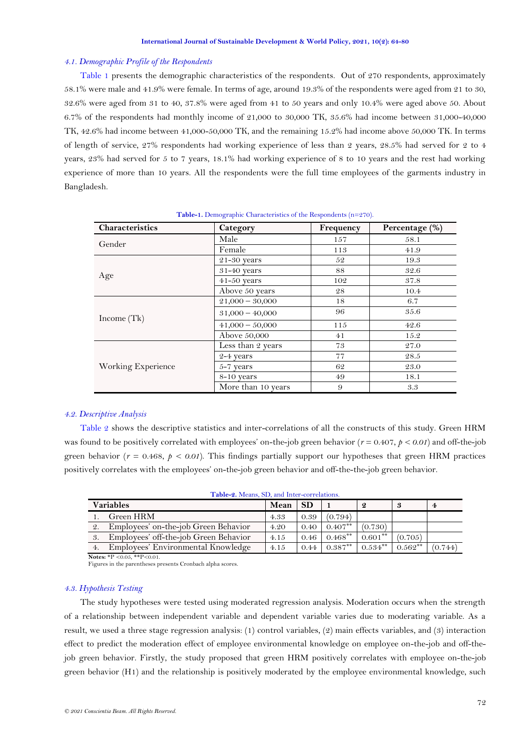### *4.1. Demographic Profile of the Respondents*

Table 1 presents the demographic characteristics of the respondents. Out of 270 respondents, approximately 58.1% were male and 41.9% were female. In terms of age, around 19.3% of the respondents were aged from 21 to 30, 32.6% were aged from 31 to 40, 37.8% were aged from 41 to 50 years and only 10.4% were aged above 50. About 6.7% of the respondents had monthly income of 21,000 to 30,000 TK, 35.6% had income between 31,000-40,000 TK, 42.6% had income between 41,000-50,000 TK, and the remaining 15.2% had income above 50,000 TK. In terms of length of service, 27% respondents had working experience of less than 2 years, 28.5% had served for 2 to 4 years, 23% had served for 5 to 7 years, 18.1% had working experience of 8 to 10 years and the rest had working experience of more than 10 years. All the respondents were the full time employees of the garments industry in Bangladesh.

**Table-1.** Demographic Characteristics of the Respondents (n=270).

| Characteristics | Category | Frequency | Percentage (%) |
|---|---|---|---|
| Gender | Male | 157 | 58.1 |
| | Female | 113 | 41.9 |
| Age | 21-30 years | 52 | 19.3 |
| | 31-40 years | 88 | 32.6 |
| | 41-50 years | 102 | 37.8 |
| | Above 50 years | 28 | 10.4 |
| Income (Tk) | 21,000 – 30,000 | 18 | 6.7 |
| | 31,000 – 40,000 | 96 | 35.6 |
| | 41,000 – 50,000 | 115 | 42.6 |
| | Above 50,000 | 41 | 15.2 |
| Working Experience | Less than 2 years | 73 | 27.0 |
| | 2-4 years | 77 | 28.5 |
| | 5-7 years | 62 | 23.0 |
| | 8-10 years | 49 | 18.1 |
| | More than 10 years | 9 | 3.3 |

### *4.2. Descriptive Analysis*

Table 2 shows the descriptive statistics and inter-correlations of all the constructs of this study. Green HRM was found to be positively correlated with employees' on-the-job green behavior ($r = 0.407$, $p < 0.01$) and off-the-job green behavior ($r = 0.468$, $p < 0.01$). This findings partially support our hypotheses that green HRM practices positively correlates with the employees' on-the-job green behavior and off-the-the-job green behavior.

**Table-2.** Means, SD, and Inter-correlations.

| Variables | Mean | SD | 1 | 2 | 3 | 4 |
|---|---|---|---|---|---|---|
| 1. Green HRM | 4.33 | 0.39 | (0.794) | | | |
| 2. Employees' on-the-job Green Behavior | 4.20 | 0.40 | 0.407** | (0.730) | | |
| 3. Employees' off-the-job Green Behavior | 4.15 | 0.46 | 0.468** | 0.601** | (0.705) | |
| 4. Employees' Environmental Knowledge | 4.15 | 0.44 | 0.387** | 0.534** | 0.562** | (0.744) |

**Notes:** *P <0.05, **P<0.01.
Figures in the parentheses presents Cronbach alpha scores.

### *4.3. Hypothesis Testing*

The study hypotheses were tested using moderated regression analysis. Moderation occurs when the strength of a relationship between independent variable and dependent variable varies due to moderating variable. As a result, we used a three stage regression analysis: (1) control variables, (2) main effects variables, and (3) interaction effect to predict the moderation effect of employee environmental knowledge on employee on-the-job and off-the-job green behavior. Firstly, the study proposed that green HRM positively correlates with employee on-the-job green behavior (H1) and the relationship is positively moderated by the employee environmental knowledge, such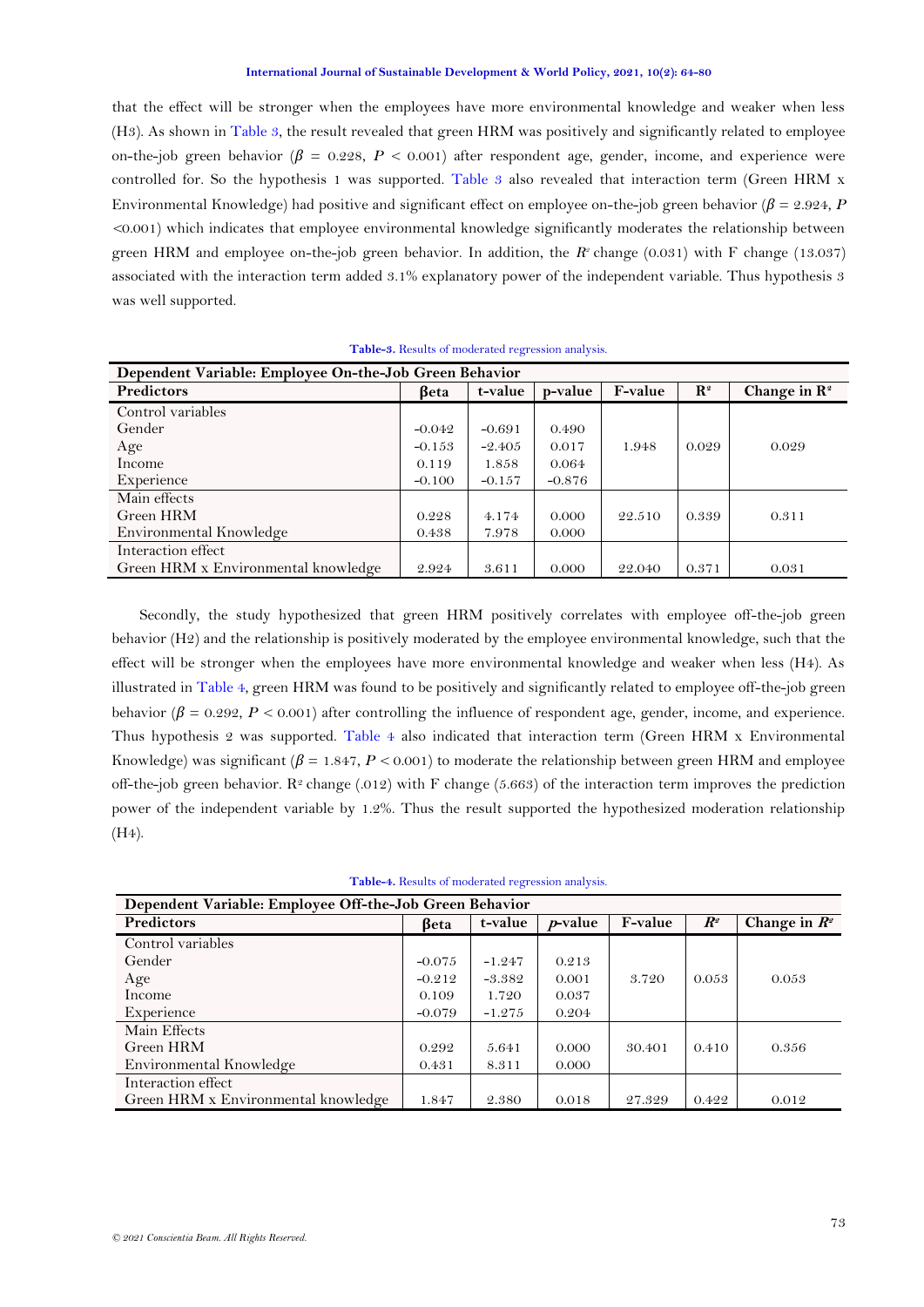that the effect will be stronger when the employees have more environmental knowledge and weaker when less (H3). As shown in Table 3, the result revealed that green HRM was positively and significantly related to employee on-the-job green behavior ($\beta$ = 0.228, $P$ < 0.001) after respondent age, gender, income, and experience were controlled for. So the hypothesis 1 was supported. Table 3 also revealed that interaction term (Green HRM x Environmental Knowledge) had positive and significant effect on employee on-the-job green behavior ($\beta$ = 2.924, $P$ <0.001) which indicates that employee environmental knowledge significantly moderates the relationship between green HRM and employee on-the-job green behavior. In addition, the $R^2$ change (0.031) with F change (13.037) associated with the interaction term added 3.1% explanatory power of the independent variable. Thus hypothesis 3 was well supported.

**Table-3.** Results of moderated regression analysis.

| Dependent Variable: Employee On-the-Job Green Behavior | | | | | | |
|---|---|---|---|---|---|---|
| **Predictors** | **βeta** | **t-value** | **p-value** | **F-value** | **$R^2$** | **Change in $R^2$** |
| Control variables | | | | | | |
| Gender | -0.042 | -0.691 | 0.490 | | | |
| Age | -0.153 | -2.405 | 0.017 | 1.948 | 0.029 | 0.029 |
| Income | 0.119 | 1.858 | 0.064 | | | |
| Experience | -0.100 | -0.157 | -0.876 | | | |
| Main effects | | | | | | |
| Green HRM | 0.228 | 4.174 | 0.000 | 22.510 | 0.339 | 0.311 |
| Environmental Knowledge | 0.438 | 7.978 | 0.000 | | | |
| Interaction effect | | | | | | |
| Green HRM x Environmental knowledge | 2.924 | 3.611 | 0.000 | 22.040 | 0.371 | 0.031 |

Secondly, the study hypothesized that green HRM positively correlates with employee off-the-job green behavior (H2) and the relationship is positively moderated by the employee environmental knowledge, such that the effect will be stronger when the employees have more environmental knowledge and weaker when less (H4). As illustrated in Table 4, green HRM was found to be positively and significantly related to employee off-the-job green behavior ($\beta$ = 0.292, $P$ < 0.001) after controlling the influence of respondent age, gender, income, and experience. Thus hypothesis 2 was supported. Table 4 also indicated that interaction term (Green HRM x Environmental Knowledge) was significant ($\beta$ = 1.847, $P$ < 0.001) to moderate the relationship between green HRM and employee off-the-job green behavior. $R^2$ change (.012) with F change (5.663) of the interaction term improves the prediction power of the independent variable by 1.2%. Thus the result supported the hypothesized moderation relationship (H4).

**Table-4.** Results of moderated regression analysis.

| Dependent Variable: Employee Off-the-Job Green Behavior | | | | | | |
|---|---|---|---|---|---|---|
| **Predictors** | **βeta** | **t-value** | ***p*-value** | **F-value** | **$R^2$** | **Change in $R^2$** |
| Control variables | | | | | | |
| Gender | -0.075 | -1.247 | 0.213 | | | |
| Age | -0.212 | -3.382 | 0.001 | 3.720 | 0.053 | 0.053 |
| Income | 0.109 | 1.720 | 0.037 | | | |
| Experience | -0.079 | -1.275 | 0.204 | | | |
| Main Effects | | | | | | |
| Green HRM | 0.292 | 5.641 | 0.000 | 30.401 | 0.410 | 0.356 |
| Environmental Knowledge | 0.431 | 8.311 | 0.000 | | | |
| Interaction effect | | | | | | |
| Green HRM x Environmental knowledge | 1.847 | 2.380 | 0.018 | 27.329 | 0.422 | 0.012 |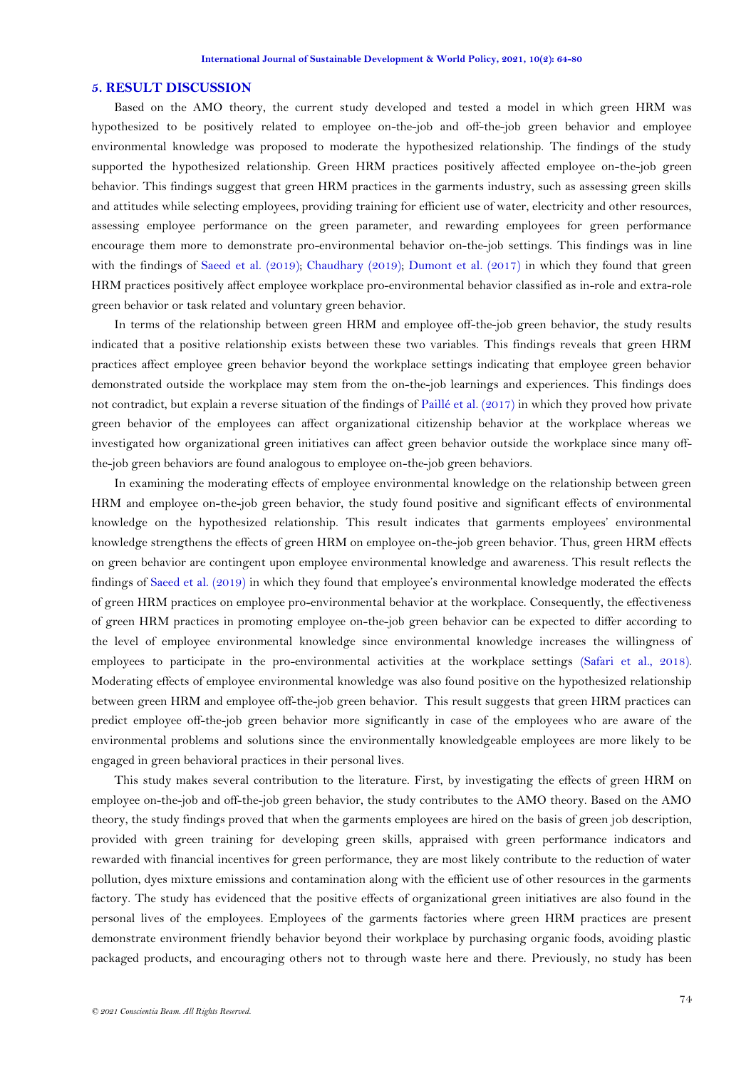## 5. RESULT DISCUSSION

Based on the AMO theory, the current study developed and tested a model in which green HRM was hypothesized to be positively related to employee on-the-job and off-the-job green behavior and employee environmental knowledge was proposed to moderate the hypothesized relationship. The findings of the study supported the hypothesized relationship. Green HRM practices positively affected employee on-the-job green behavior. This findings suggest that green HRM practices in the garments industry, such as assessing green skills and attitudes while selecting employees, providing training for efficient use of water, electricity and other resources, assessing employee performance on the green parameter, and rewarding employees for green performance encourage them more to demonstrate pro-environmental behavior on-the-job settings. This findings was in line with the findings of Saeed et al. (2019); Chaudhary (2019); Dumont et al. (2017) in which they found that green HRM practices positively affect employee workplace pro-environmental behavior classified as in-role and extra-role green behavior or task related and voluntary green behavior.

In terms of the relationship between green HRM and employee off-the-job green behavior, the study results indicated that a positive relationship exists between these two variables. This findings reveals that green HRM practices affect employee green behavior beyond the workplace settings indicating that employee green behavior demonstrated outside the workplace may stem from the on-the-job learnings and experiences. This findings does not contradict, but explain a reverse situation of the findings of Paillé et al. (2017) in which they proved how private green behavior of the employees can affect organizational citizenship behavior at the workplace whereas we investigated how organizational green initiatives can affect green behavior outside the workplace since many off-the-job green behaviors are found analogous to employee on-the-job green behaviors.

In examining the moderating effects of employee environmental knowledge on the relationship between green HRM and employee on-the-job green behavior, the study found positive and significant effects of environmental knowledge on the hypothesized relationship. This result indicates that garments employees' environmental knowledge strengthens the effects of green HRM on employee on-the-job green behavior. Thus, green HRM effects on green behavior are contingent upon employee environmental knowledge and awareness. This result reflects the findings of Saeed et al. (2019) in which they found that employee's environmental knowledge moderated the effects of green HRM practices on employee pro-environmental behavior at the workplace. Consequently, the effectiveness of green HRM practices in promoting employee on-the-job green behavior can be expected to differ according to the level of employee environmental knowledge since environmental knowledge increases the willingness of employees to participate in the pro-environmental activities at the workplace settings (Safari et al., 2018). Moderating effects of employee environmental knowledge was also found positive on the hypothesized relationship between green HRM and employee off-the-job green behavior. This result suggests that green HRM practices can predict employee off-the-job green behavior more significantly in case of the employees who are aware of the environmental problems and solutions since the environmentally knowledgeable employees are more likely to be engaged in green behavioral practices in their personal lives.

This study makes several contribution to the literature. First, by investigating the effects of green HRM on employee on-the-job and off-the-job green behavior, the study contributes to the AMO theory. Based on the AMO theory, the study findings proved that when the garments employees are hired on the basis of green job description, provided with green training for developing green skills, appraised with green performance indicators and rewarded with financial incentives for green performance, they are most likely contribute to the reduction of water pollution, dyes mixture emissions and contamination along with the efficient use of other resources in the garments factory. The study has evidenced that the positive effects of organizational green initiatives are also found in the personal lives of the employees. Employees of the garments factories where green HRM practices are present demonstrate environment friendly behavior beyond their workplace by purchasing organic foods, avoiding plastic packaged products, and encouraging others not to through waste here and there. Previously, no study has been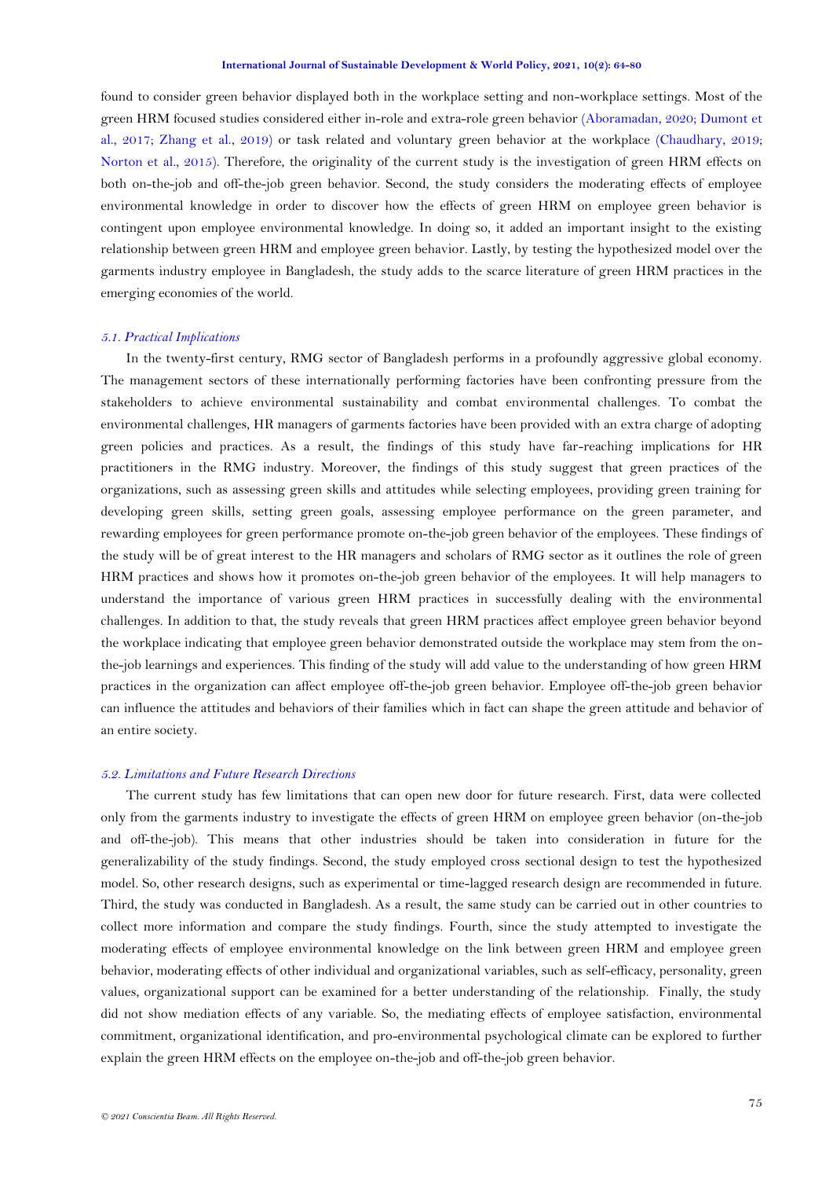found to consider green behavior displayed both in the workplace setting and non-workplace settings. Most of the green HRM focused studies considered either in-role and extra-role green behavior (Aboramadan, 2020; Dumont et al., 2017; Zhang et al., 2019) or task related and voluntary green behavior at the workplace (Chaudhary, 2019; Norton et al., 2015). Therefore, the originality of the current study is the investigation of green HRM effects on both on-the-job and off-the-job green behavior. Second, the study considers the moderating effects of employee environmental knowledge in order to discover how the effects of green HRM on employee green behavior is contingent upon employee environmental knowledge. In doing so, it added an important insight to the existing relationship between green HRM and employee green behavior. Lastly, by testing the hypothesized model over the garments industry employee in Bangladesh, the study adds to the scarce literature of green HRM practices in the emerging economies of the world.

### *5.1. Practical Implications*

In the twenty-first century, RMG sector of Bangladesh performs in a profoundly aggressive global economy. The management sectors of these internationally performing factories have been confronting pressure from the stakeholders to achieve environmental sustainability and combat environmental challenges. To combat the environmental challenges, HR managers of garments factories have been provided with an extra charge of adopting green policies and practices. As a result, the findings of this study have far-reaching implications for HR practitioners in the RMG industry. Moreover, the findings of this study suggest that green practices of the organizations, such as assessing green skills and attitudes while selecting employees, providing green training for developing green skills, setting green goals, assessing employee performance on the green parameter, and rewarding employees for green performance promote on-the-job green behavior of the employees. These findings of the study will be of great interest to the HR managers and scholars of RMG sector as it outlines the role of green HRM practices and shows how it promotes on-the-job green behavior of the employees. It will help managers to understand the importance of various green HRM practices in successfully dealing with the environmental challenges. In addition to that, the study reveals that green HRM practices affect employee green behavior beyond the workplace indicating that employee green behavior demonstrated outside the workplace may stem from the on-the-job learnings and experiences. This finding of the study will add value to the understanding of how green HRM practices in the organization can affect employee off-the-job green behavior. Employee off-the-job green behavior can influence the attitudes and behaviors of their families which in fact can shape the green attitude and behavior of an entire society.

### *5.2. Limitations and Future Research Directions*

The current study has few limitations that can open new door for future research. First, data were collected only from the garments industry to investigate the effects of green HRM on employee green behavior (on-the-job and off-the-job). This means that other industries should be taken into consideration in future for the generalizability of the study findings. Second, the study employed cross sectional design to test the hypothesized model. So, other research designs, such as experimental or time-lagged research design are recommended in future. Third, the study was conducted in Bangladesh. As a result, the same study can be carried out in other countries to collect more information and compare the study findings. Fourth, since the study attempted to investigate the moderating effects of employee environmental knowledge on the link between green HRM and employee green behavior, moderating effects of other individual and organizational variables, such as self-efficacy, personality, green values, organizational support can be examined for a better understanding of the relationship. Finally, the study did not show mediation effects of any variable. So, the mediating effects of employee satisfaction, environmental commitment, organizational identification, and pro-environmental psychological climate can be explored to further explain the green HRM effects on the employee on-the-job and off-the-job green behavior.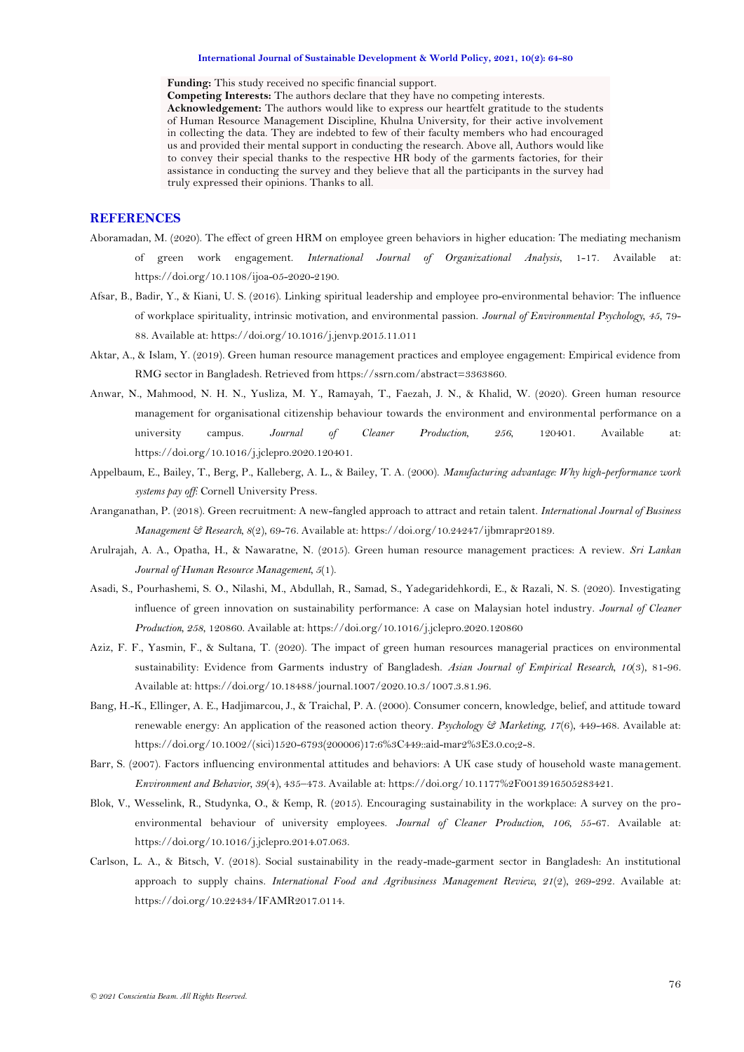**Funding:** This study received no specific financial support.
**Competing Interests:** The authors declare that they have no competing interests.
**Acknowledgement:** The authors would like to express our heartfelt gratitude to the students of Human Resource Management Discipline, Khulna University, for their active involvement in collecting the data. They are indebted to few of their faculty members who had encouraged us and provided their mental support in conducting the research. Above all, Authors would like to convey their special thanks to the respective HR body of the garments factories, for their assistance in conducting the survey and they believe that all the participants in the survey had truly expressed their opinions. Thanks to all.

## REFERENCES

Aboramadan, M. (2020). The effect of green HRM on employee green behaviors in higher education: The mediating mechanism of green work engagement. *International Journal of Organizational Analysis*, 1-17. Available at: https://doi.org/10.1108/ijoa-05-2020-2190.

Afsar, B., Badir, Y., & Kiani, U. S. (2016). Linking spiritual leadership and employee pro-environmental behavior: The influence of workplace spirituality, intrinsic motivation, and environmental passion. *Journal of Environmental Psychology, 45*, 79-88. Available at: https://doi.org/10.1016/j.jenvp.2015.11.011

Aktar, A., & Islam, Y. (2019). Green human resource management practices and employee engagement: Empirical evidence from RMG sector in Bangladesh. Retrieved from https://ssrn.com/abstract=3363860.

Anwar, N., Mahmood, N. H. N., Yusliza, M. Y., Ramayah, T., Faezah, J. N., & Khalid, W. (2020). Green human resource management for organisational citizenship behaviour towards the environment and environmental performance on a university campus. *Journal of Cleaner Production, 256*, 120401. Available at: https://doi.org/10.1016/j.jclepro.2020.120401.

Appelbaum, E., Bailey, T., Berg, P., Kalleberg, A. L., & Bailey, T. A. (2000). *Manufacturing advantage: Why high-performance work systems pay off*: Cornell University Press.

Aranganathan, P. (2018). Green recruitment: A new-fangled approach to attract and retain talent. *International Journal of Business Management & Research, 8*(2), 69-76. Available at: https://doi.org/10.24247/ijbmrapr20189.

Arulrajah, A. A., Opatha, H., & Nawaratne, N. (2015). Green human resource management practices: A review. *Sri Lankan Journal of Human Resource Management, 5*(1).

Asadi, S., Pourhashemi, S. O., Nilashi, M., Abdullah, R., Samad, S., Yadegaridehkordi, E., & Razali, N. S. (2020). Investigating influence of green innovation on sustainability performance: A case on Malaysian hotel industry. *Journal of Cleaner Production, 258*, 120860. Available at: https://doi.org/10.1016/j.jclepro.2020.120860

Aziz, F. F., Yasmin, F., & Sultana, T. (2020). The impact of green human resources managerial practices on environmental sustainability: Evidence from Garments industry of Bangladesh. *Asian Journal of Empirical Research, 10*(3), 81-96. Available at: https://doi.org/10.18488/journal.1007/2020.10.3/1007.3.81.96.

Bang, H.-K., Ellinger, A. E., Hadjimarcou, J., & Traichal, P. A. (2000). Consumer concern, knowledge, belief, and attitude toward renewable energy: An application of the reasoned action theory. *Psychology & Marketing, 17*(6), 449-468. Available at: https://doi.org/10.1002/(sici)1520-6793(200006)17:6%3C449::aid-mar2%3E3.0.co;2-8.

Barr, S. (2007). Factors influencing environmental attitudes and behaviors: A UK case study of household waste management. *Environment and Behavior, 39*(4), 435–473. Available at: https://doi.org/10.1177%2F0013916505283421.

Blok, V., Wesselink, R., Studynka, O., & Kemp, R. (2015). Encouraging sustainability in the workplace: A survey on the pro-environmental behaviour of university employees. *Journal of Cleaner Production, 106*, 55-67. Available at: https://doi.org/10.1016/j.jclepro.2014.07.063.

Carlson, L. A., & Bitsch, V. (2018). Social sustainability in the ready-made-garment sector in Bangladesh: An institutional approach to supply chains. *International Food and Agribusiness Management Review, 21*(2), 269-292. Available at: https://doi.org/10.22434/IFAMR2017.0114.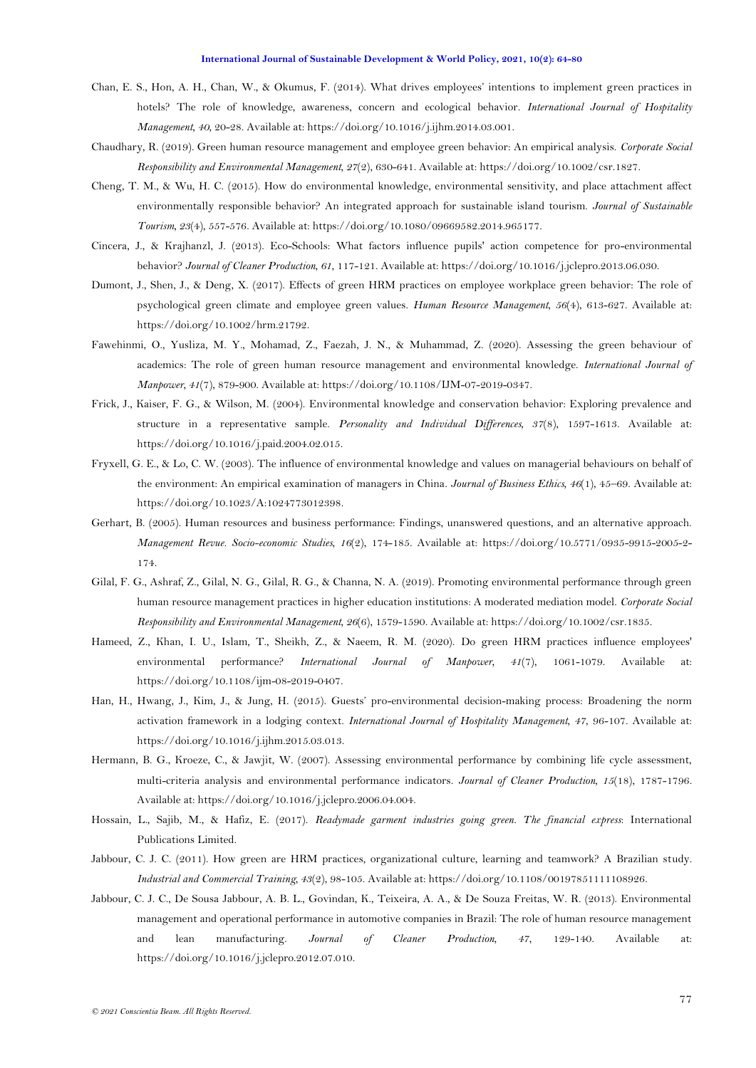Chan, E. S., Hon, A. H., Chan, W., & Okumus, F. (2014). What drives employees' intentions to implement green practices in hotels? The role of knowledge, awareness, concern and ecological behavior. *International Journal of Hospitality Management*, *40*, 20-28. Available at: https://doi.org/10.1016/j.ijhm.2014.03.001.

Chaudhary, R. (2019). Green human resource management and employee green behavior: An empirical analysis. *Corporate Social Responsibility and Environmental Management*, *27*(2), 630-641. Available at: https://doi.org/10.1002/csr.1827.

Cheng, T. M., & Wu, H. C. (2015). How do environmental knowledge, environmental sensitivity, and place attachment affect environmentally responsible behavior? An integrated approach for sustainable island tourism. *Journal of Sustainable Tourism*, *23*(4), 557-576. Available at: https://doi.org/10.1080/09669582.2014.965177.

Cincera, J., & Krajhanzl, J. (2013). Eco-Schools: What factors influence pupils' action competence for pro-environmental behavior? *Journal of Cleaner Production*, *61*, 117-121. Available at: https://doi.org/10.1016/j.jclepro.2013.06.030.

Dumont, J., Shen, J., & Deng, X. (2017). Effects of green HRM practices on employee workplace green behavior: The role of psychological green climate and employee green values. *Human Resource Management*, *56*(4), 613-627. Available at: https://doi.org/10.1002/hrm.21792.

Fawehinmi, O., Yusliza, M. Y., Mohamad, Z., Faezah, J. N., & Muhammad, Z. (2020). Assessing the green behaviour of academics: The role of green human resource management and environmental knowledge. *International Journal of Manpower*, *41*(7), 879-900. Available at: https://doi.org/10.1108/IJM-07-2019-0347.

Frick, J., Kaiser, F. G., & Wilson, M. (2004). Environmental knowledge and conservation behavior: Exploring prevalence and structure in a representative sample. *Personality and Individual Differences*, *37*(8), 1597-1613. Available at: https://doi.org/10.1016/j.paid.2004.02.015.

Fryxell, G. E., & Lo, C. W. (2003). The influence of environmental knowledge and values on managerial behaviours on behalf of the environment: An empirical examination of managers in China. *Journal of Business Ethics*, *46*(1), 45–69. Available at: https://doi.org/10.1023/A:1024773012398.

Gerhart, B. (2005). Human resources and business performance: Findings, unanswered questions, and an alternative approach. *Management Revue. Socio-economic Studies*, *16*(2), 174-185. Available at: https://doi.org/10.5771/0935-9915-2005-2-174.

Gilal, F. G., Ashraf, Z., Gilal, N. G., Gilal, R. G., & Channa, N. A. (2019). Promoting environmental performance through green human resource management practices in higher education institutions: A moderated mediation model. *Corporate Social Responsibility and Environmental Management*, *26*(6), 1579-1590. Available at: https://doi.org/10.1002/csr.1835.

Hameed, Z., Khan, I. U., Islam, T., Sheikh, Z., & Naeem, R. M. (2020). Do green HRM practices influence employees' environmental performance? *International Journal of Manpower*, *41*(7), 1061-1079. Available at: https://doi.org/10.1108/ijm-08-2019-0407.

Han, H., Hwang, J., Kim, J., & Jung, H. (2015). Guests' pro-environmental decision-making process: Broadening the norm activation framework in a lodging context. *International Journal of Hospitality Management*, *47*, 96-107. Available at: https://doi.org/10.1016/j.ijhm.2015.03.013.

Hermann, B. G., Kroeze, C., & Jawjit, W. (2007). Assessing environmental performance by combining life cycle assessment, multi-criteria analysis and environmental performance indicators. *Journal of Cleaner Production*, *15*(18), 1787-1796. Available at: https://doi.org/10.1016/j.jclepro.2006.04.004.

Hossain, L., Sajib, M., & Hafiz, E. (2017). *Readymade garment industries going green. The financial express*: International Publications Limited.

Jabbour, C. J. C. (2011). How green are HRM practices, organizational culture, learning and teamwork? A Brazilian study. *Industrial and Commercial Training*, *43*(2), 98-105. Available at: https://doi.org/10.1108/00197851111108926.

Jabbour, C. J. C., De Sousa Jabbour, A. B. L., Govindan, K., Teixeira, A. A., & De Souza Freitas, W. R. (2013). Environmental management and operational performance in automotive companies in Brazil: The role of human resource management and lean manufacturing. *Journal of Cleaner Production*, *47*, 129-140. Available at: https://doi.org/10.1016/j.jclepro.2012.07.010.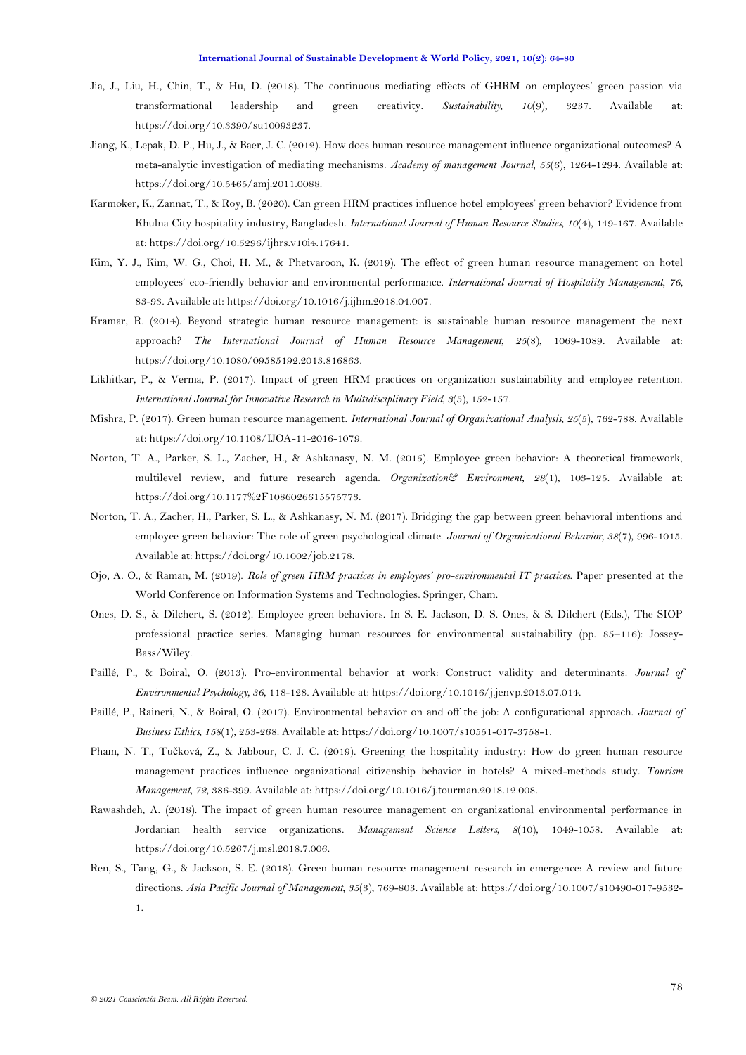Jia, J., Liu, H., Chin, T., & Hu, D. (2018). The continuous mediating effects of GHRM on employees' green passion via transformational leadership and green creativity. *Sustainability, 10*(9), 3237. Available at: https://doi.org/10.3390/su10093237.

Jiang, K., Lepak, D. P., Hu, J., & Baer, J. C. (2012). How does human resource management influence organizational outcomes? A meta-analytic investigation of mediating mechanisms. *Academy of management Journal, 55*(6), 1264-1294. Available at: https://doi.org/10.5465/amj.2011.0088.

Karmoker, K., Zannat, T., & Roy, B. (2020). Can green HRM practices influence hotel employees' green behavior? Evidence from Khulna City hospitality industry, Bangladesh. *International Journal of Human Resource Studies, 10*(4), 149-167. Available at: https://doi.org/10.5296/ijhrs.v10i4.17641.

Kim, Y. J., Kim, W. G., Choi, H. M., & Phetvaroon, K. (2019). The effect of green human resource management on hotel employees' eco-friendly behavior and environmental performance. *International Journal of Hospitality Management, 76*, 83-93. Available at: https://doi.org/10.1016/j.ijhm.2018.04.007.

Kramar, R. (2014). Beyond strategic human resource management: is sustainable human resource management the next approach? *The International Journal of Human Resource Management, 25*(8), 1069-1089. Available at: https://doi.org/10.1080/09585192.2013.816863.

Likhitkar, P., & Verma, P. (2017). Impact of green HRM practices on organization sustainability and employee retention. *International Journal for Innovative Research in Multidisciplinary Field, 3*(5), 152-157.

Mishra, P. (2017). Green human resource management. *International Journal of Organizational Analysis, 25*(5), 762-788. Available at: https://doi.org/10.1108/IJOA-11-2016-1079.

Norton, T. A., Parker, S. L., Zacher, H., & Ashkanasy, N. M. (2015). Employee green behavior: A theoretical framework, multilevel review, and future research agenda. *Organization& Environment, 28*(1), 103-125. Available at: https://doi.org/10.1177%2F1086026615575773.

Norton, T. A., Zacher, H., Parker, S. L., & Ashkanasy, N. M. (2017). Bridging the gap between green behavioral intentions and employee green behavior: The role of green psychological climate. *Journal of Organizational Behavior, 38*(7), 996-1015. Available at: https://doi.org/10.1002/job.2178.

Ojo, A. O., & Raman, M. (2019). *Role of green HRM practices in employees' pro-environmental IT practices.* Paper presented at the World Conference on Information Systems and Technologies. Springer, Cham.

Ones, D. S., & Dilchert, S. (2012). Employee green behaviors. In S. E. Jackson, D. S. Ones, & S. Dilchert (Eds.), The SIOP professional practice series. Managing human resources for environmental sustainability (pp. 85–116): Jossey-Bass/Wiley.

Paillé, P., & Boiral, O. (2013). Pro-environmental behavior at work: Construct validity and determinants. *Journal of Environmental Psychology, 36*, 118-128. Available at: https://doi.org/10.1016/j.jenvp.2013.07.014.

Paillé, P., Raineri, N., & Boiral, O. (2017). Environmental behavior on and off the job: A configurational approach. *Journal of Business Ethics, 158*(1), 253-268. Available at: https://doi.org/10.1007/s10551-017-3758-1.

Pham, N. T., Tučková, Z., & Jabbour, C. J. C. (2019). Greening the hospitality industry: How do green human resource management practices influence organizational citizenship behavior in hotels? A mixed-methods study. *Tourism Management, 72*, 386-399. Available at: https://doi.org/10.1016/j.tourman.2018.12.008.

Rawashdeh, A. (2018). The impact of green human resource management on organizational environmental performance in Jordanian health service organizations. *Management Science Letters, 8*(10), 1049-1058. Available at: https://doi.org/10.5267/j.msl.2018.7.006.

Ren, S., Tang, G., & Jackson, S. E. (2018). Green human resource management research in emergence: A review and future directions. *Asia Pacific Journal of Management, 35*(3), 769-803. Available at: https://doi.org/10.1007/s10490-017-9532-1.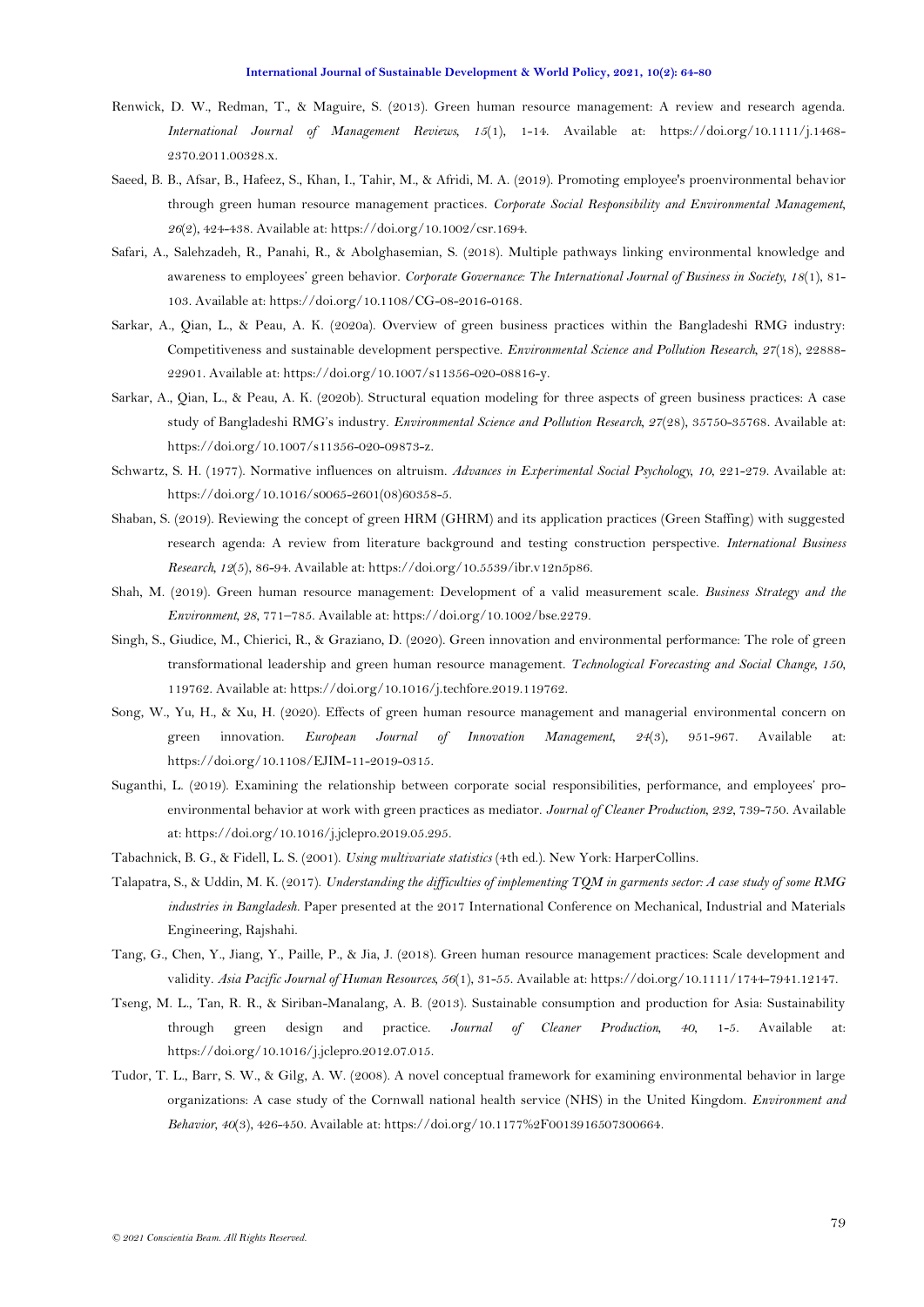Renwick, D. W., Redman, T., & Maguire, S. (2013). Green human resource management: A review and research agenda. *International Journal of Management Reviews*, *15*(1), 1-14. Available at: https://doi.org/10.1111/j.1468-2370.2011.00328.x.

Saeed, B. B., Afsar, B., Hafeez, S., Khan, I., Tahir, M., & Afridi, M. A. (2019). Promoting employee's proenvironmental behavior through green human resource management practices. *Corporate Social Responsibility and Environmental Management*, *26*(2), 424-438. Available at: https://doi.org/10.1002/csr.1694.

Safari, A., Salehzadeh, R., Panahi, R., & Abolghasemian, S. (2018). Multiple pathways linking environmental knowledge and awareness to employees' green behavior. *Corporate Governance: The International Journal of Business in Society*, *18*(1), 81-103. Available at: https://doi.org/10.1108/CG-08-2016-0168.

Sarkar, A., Qian, L., & Peau, A. K. (2020a). Overview of green business practices within the Bangladeshi RMG industry: Competitiveness and sustainable development perspective. *Environmental Science and Pollution Research*, *27*(18), 22888-22901. Available at: https://doi.org/10.1007/s11356-020-08816-y.

Sarkar, A., Qian, L., & Peau, A. K. (2020b). Structural equation modeling for three aspects of green business practices: A case study of Bangladeshi RMG's industry. *Environmental Science and Pollution Research*, *27*(28), 35750-35768. Available at: https://doi.org/10.1007/s11356-020-09873-z.

Schwartz, S. H. (1977). Normative influences on altruism. *Advances in Experimental Social Psychology*, *10*, 221-279. Available at: https://doi.org/10.1016/s0065-2601(08)60358-5.

Shaban, S. (2019). Reviewing the concept of green HRM (GHRM) and its application practices (Green Staffing) with suggested research agenda: A review from literature background and testing construction perspective. *International Business Research*, *12*(5), 86-94. Available at: https://doi.org/10.5539/ibr.v12n5p86.

Shah, M. (2019). Green human resource management: Development of a valid measurement scale. *Business Strategy and the Environment*, *28*, 771–785. Available at: https://doi.org/10.1002/bse.2279.

Singh, S., Giudice, M., Chierici, R., & Graziano, D. (2020). Green innovation and environmental performance: The role of green transformational leadership and green human resource management. *Technological Forecasting and Social Change*, *150*, 119762. Available at: https://doi.org/10.1016/j.techfore.2019.119762.

Song, W., Yu, H., & Xu, H. (2020). Effects of green human resource management and managerial environmental concern on green innovation. *European Journal of Innovation Management*, *24*(3), 951-967. Available at: https://doi.org/10.1108/EJIM-11-2019-0315.

Suganthi, L. (2019). Examining the relationship between corporate social responsibilities, performance, and employees' pro-environmental behavior at work with green practices as mediator. *Journal of Cleaner Production*, *232*, 739-750. Available at: https://doi.org/10.1016/j.jclepro.2019.05.295.

Tabachnick, B. G., & Fidell, L. S. (2001). *Using multivariate statistics* (4th ed.). New York: HarperCollins.

Talapatra, S., & Uddin, M. K. (2017). *Understanding the difficulties of implementing TQM in garments sector: A case study of some RMG industries in Bangladesh*. Paper presented at the 2017 International Conference on Mechanical, Industrial and Materials Engineering, Rajshahi.

Tang, G., Chen, Y., Jiang, Y., Paille, P., & Jia, J. (2018). Green human resource management practices: Scale development and validity. *Asia Pacific Journal of Human Resources*, *56*(1), 31-55. Available at: https://doi.org/10.1111/1744-7941.12147.

Tseng, M. L., Tan, R. R., & Siriban-Manalang, A. B. (2013). Sustainable consumption and production for Asia: Sustainability through green design and practice. *Journal of Cleaner Production*, *40*, 1-5. Available at: https://doi.org/10.1016/j.jclepro.2012.07.015.

Tudor, T. L., Barr, S. W., & Gilg, A. W. (2008). A novel conceptual framework for examining environmental behavior in large organizations: A case study of the Cornwall national health service (NHS) in the United Kingdom. *Environment and Behavior*, *40*(3), 426-450. Available at: https://doi.org/10.1177%2F0013916507300664.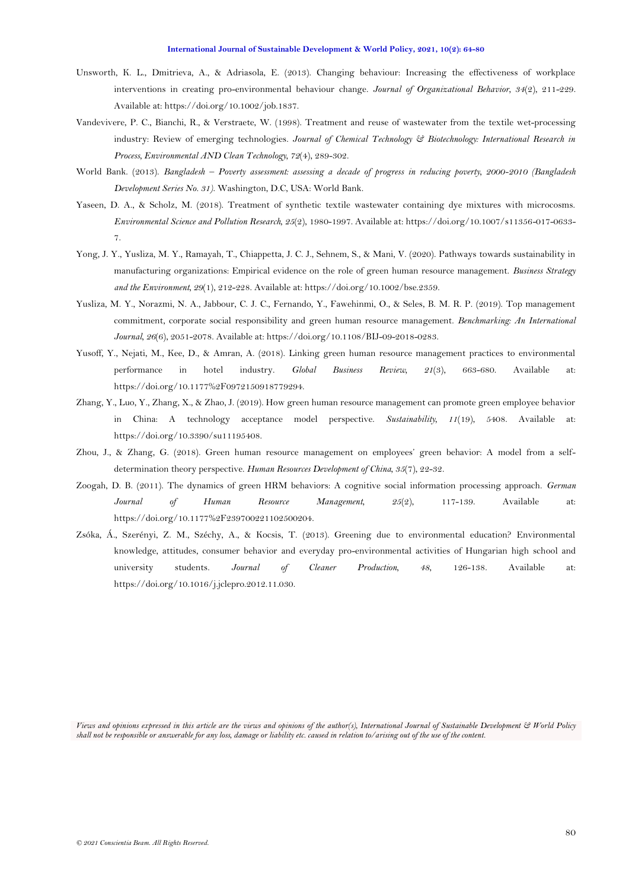Unsworth, K. L., Dmitrieva, A., & Adriasola, E. (2013). Changing behaviour: Increasing the effectiveness of workplace interventions in creating pro-environmental behaviour change. *Journal of Organizational Behavior, 34*(2), 211-229. Available at: https://doi.org/10.1002/job.1837.

Vandevivere, P. C., Bianchi, R., & Verstraete, W. (1998). Treatment and reuse of wastewater from the textile wet-processing industry: Review of emerging technologies. *Journal of Chemical Technology & Biotechnology: International Research in Process, Environmental AND Clean Technology, 72*(4), 289-302.

World Bank. (2013). *Bangladesh – Poverty assessment: assessing a decade of progress in reducing poverty, 2000-2010 (Bangladesh Development Series No. 31)*. Washington, D.C, USA: World Bank.

Yaseen, D. A., & Scholz, M. (2018). Treatment of synthetic textile wastewater containing dye mixtures with microcosms. *Environmental Science and Pollution Research, 25*(2), 1980-1997. Available at: https://doi.org/10.1007/s11356-017-0633-7.

Yong, J. Y., Yusliza, M. Y., Ramayah, T., Chiappetta, J. C. J., Sehnem, S., & Mani, V. (2020). Pathways towards sustainability in manufacturing organizations: Empirical evidence on the role of green human resource management. *Business Strategy and the Environment, 29*(1), 212-228. Available at: https://doi.org/10.1002/bse.2359.

Yusliza, M. Y., Norazmi, N. A., Jabbour, C. J. C., Fernando, Y., Fawehinmi, O., & Seles, B. M. R. P. (2019). Top management commitment, corporate social responsibility and green human resource management. *Benchmarking: An International Journal, 26*(6), 2051-2078. Available at: https://doi.org/10.1108/BIJ-09-2018-0283.

Yusoff, Y., Nejati, M., Kee, D., & Amran, A. (2018). Linking green human resource management practices to environmental performance in hotel industry. *Global Business Review, 21*(3), 663-680. Available at: https://doi.org/10.1177%2F0972150918779294.

Zhang, Y., Luo, Y., Zhang, X., & Zhao, J. (2019). How green human resource management can promote green employee behavior in China: A technology acceptance model perspective. *Sustainability, 11*(19), 5408. Available at: https://doi.org/10.3390/su11195408.

Zhou, J., & Zhang, G. (2018). Green human resource management on employees' green behavior: A model from a self-determination theory perspective. *Human Resources Development of China, 35*(7), 22-32.

Zoogah, D. B. (2011). The dynamics of green HRM behaviors: A cognitive social information processing approach. *German Journal of Human Resource Management, 25*(2), 117-139. Available at: https://doi.org/10.1177%2F239700221102500204.

Zsóka, Á., Szerényi, Z. M., Széchy, A., & Kocsis, T. (2013). Greening due to environmental education? Environmental knowledge, attitudes, consumer behavior and everyday pro-environmental activities of Hungarian high school and university students. *Journal of Cleaner Production, 48*, 126-138. Available at: https://doi.org/10.1016/j.jclepro.2012.11.030.

*Views and opinions expressed in this article are the views and opinions of the author(s), International Journal of Sustainable Development & World Policy shall not be responsible or answerable for any loss, damage or liability etc. caused in relation to/arising out of the use of the content.*